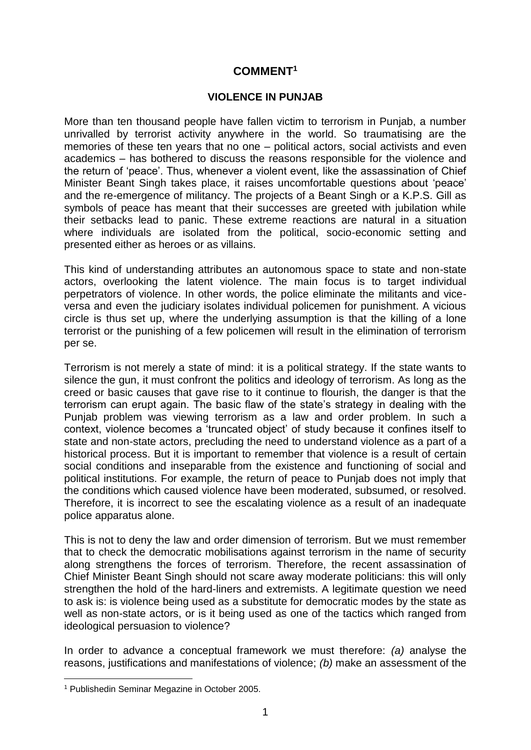# COMMENT[1]

## VIOLENCE IN PUNJAB

More than ten thousand people have fallen victim to terrorism in Punjab, a number unrivalled by terrorist activity anywhere in the world. So traumatising are the memories of these ten years that no one – political actors, social activists and even academics – has bothered to discuss the reasons responsible for the violence and the return of 'peace'. Thus, whenever a violent event, like the assassination of Chief Minister Beant Singh takes place, it raises uncomfortable questions about 'peace' and the re-emergence of militancy. The projects of a Beant Singh or a K.P.S. Gill as symbols of peace has meant that their successes are greeted with jubilation while their setbacks lead to panic. These extreme reactions are natural in a situation where individuals are isolated from the political, socio-economic setting and presented either as heroes or as villains.

This kind of understanding attributes an autonomous space to state and non-state actors, overlooking the latent violence. The main focus is to target individual perpetrators of violence. In other words, the police eliminate the militants and vice-versa and even the judiciary isolates individual policemen for punishment. A vicious circle is thus set up, where the underlying assumption is that the killing of a lone terrorist or the punishing of a few policemen will result in the elimination of terrorism per se.

Terrorism is not merely a state of mind: it is a political strategy. If the state wants to silence the gun, it must confront the politics and ideology of terrorism. As long as the creed or basic causes that gave rise to it continue to flourish, the danger is that the terrorism can erupt again. The basic flaw of the state's strategy in dealing with the Punjab problem was viewing terrorism as a law and order problem. In such a context, violence becomes a 'truncated object' of study because it confines itself to state and non-state actors, precluding the need to understand violence as a part of a historical process. But it is important to remember that violence is a result of certain social conditions and inseparable from the existence and functioning of social and political institutions. For example, the return of peace to Punjab does not imply that the conditions which caused violence have been moderated, subsumed, or resolved. Therefore, it is incorrect to see the escalating violence as a result of an inadequate police apparatus alone.

This is not to deny the law and order dimension of terrorism. But we must remember that to check the democratic mobilisations against terrorism in the name of security along strengthens the forces of terrorism. Therefore, the recent assassination of Chief Minister Beant Singh should not scare away moderate politicians: this will only strengthen the hold of the hard-liners and extremists. A legitimate question we need to ask is: is violence being used as a substitute for democratic modes by the state as well as non-state actors, or is it being used as one of the tactics which ranged from ideological persuasion to violence?

In order to advance a conceptual framework we must therefore: *(a)* analyse the reasons, justifications and manifestations of violence; *(b)* make an assessment of the

---

[1] Publishedin Seminar Megazine in October 2005.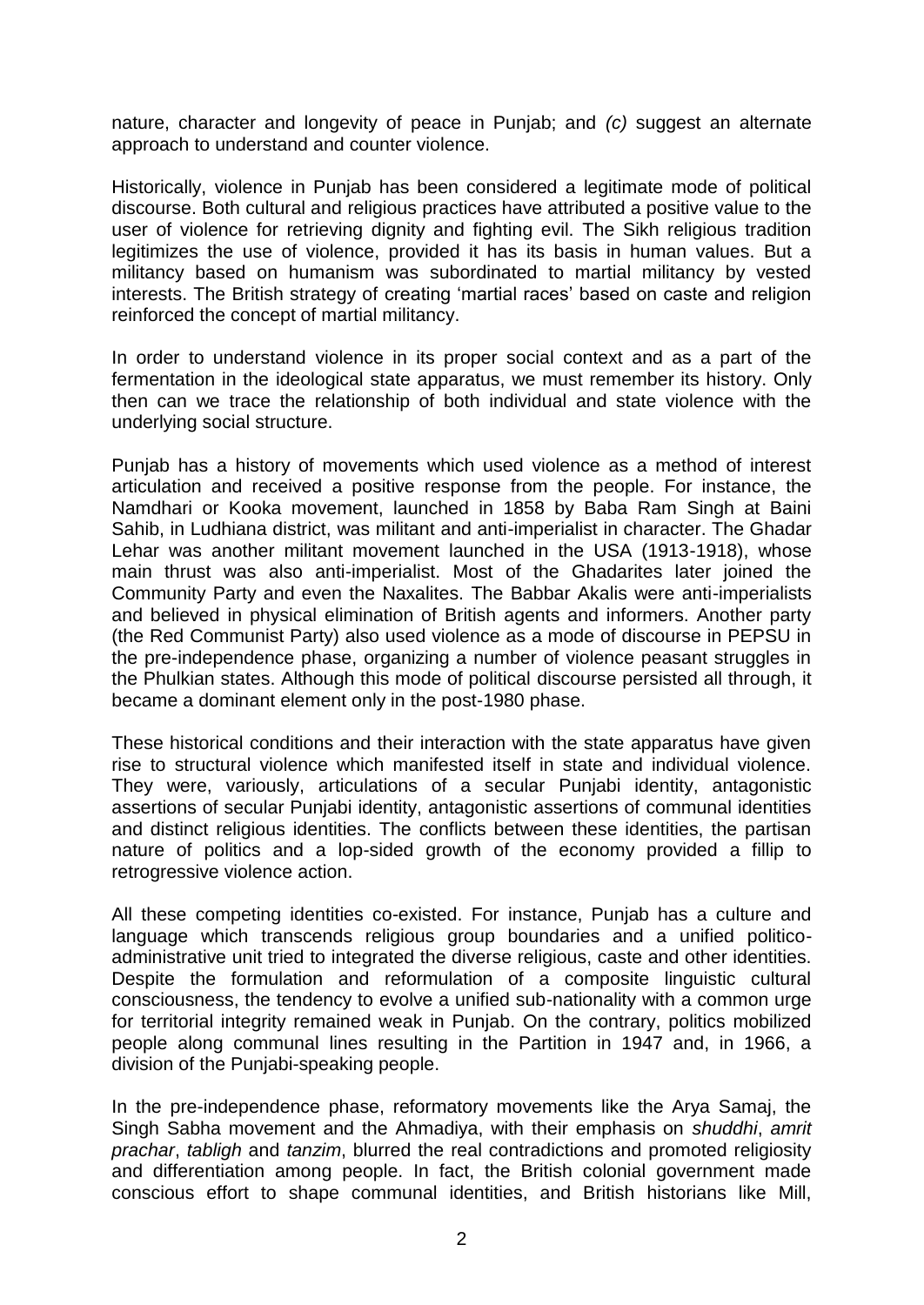nature, character and longevity of peace in Punjab; and *(c)* suggest an alternate approach to understand and counter violence.

Historically, violence in Punjab has been considered a legitimate mode of political discourse. Both cultural and religious practices have attributed a positive value to the user of violence for retrieving dignity and fighting evil. The Sikh religious tradition legitimizes the use of violence, provided it has its basis in human values. But a militancy based on humanism was subordinated to martial militancy by vested interests. The British strategy of creating 'martial races' based on caste and religion reinforced the concept of martial militancy.

In order to understand violence in its proper social context and as a part of the fermentation in the ideological state apparatus, we must remember its history. Only then can we trace the relationship of both individual and state violence with the underlying social structure.

Punjab has a history of movements which used violence as a method of interest articulation and received a positive response from the people. For instance, the Namdhari or Kooka movement, launched in 1858 by Baba Ram Singh at Baini Sahib, in Ludhiana district, was militant and anti-imperialist in character. The Ghadar Lehar was another militant movement launched in the USA (1913-1918), whose main thrust was also anti-imperialist. Most of the Ghadarites later joined the Community Party and even the Naxalites. The Babbar Akalis were anti-imperialists and believed in physical elimination of British agents and informers. Another party (the Red Communist Party) also used violence as a mode of discourse in PEPSU in the pre-independence phase, organizing a number of violence peasant struggles in the Phulkian states. Although this mode of political discourse persisted all through, it became a dominant element only in the post-1980 phase.

These historical conditions and their interaction with the state apparatus have given rise to structural violence which manifested itself in state and individual violence. They were, variously, articulations of a secular Punjabi identity, antagonistic assertions of secular Punjabi identity, antagonistic assertions of communal identities and distinct religious identities. The conflicts between these identities, the partisan nature of politics and a lop-sided growth of the economy provided a fillip to retrogressive violence action.

All these competing identities co-existed. For instance, Punjab has a culture and language which transcends religious group boundaries and a unified politico-administrative unit tried to integrated the diverse religious, caste and other identities. Despite the formulation and reformulation of a composite linguistic cultural consciousness, the tendency to evolve a unified sub-nationality with a common urge for territorial integrity remained weak in Punjab. On the contrary, politics mobilized people along communal lines resulting in the Partition in 1947 and, in 1966, a division of the Punjabi-speaking people.

In the pre-independence phase, reformatory movements like the Arya Samaj, the Singh Sabha movement and the Ahmadiya, with their emphasis on *shuddhi*, *amrit prachar*, *tabligh* and *tanzim*, blurred the real contradictions and promoted religiosity and differentiation among people. In fact, the British colonial government made conscious effort to shape communal identities, and British historians like Mill,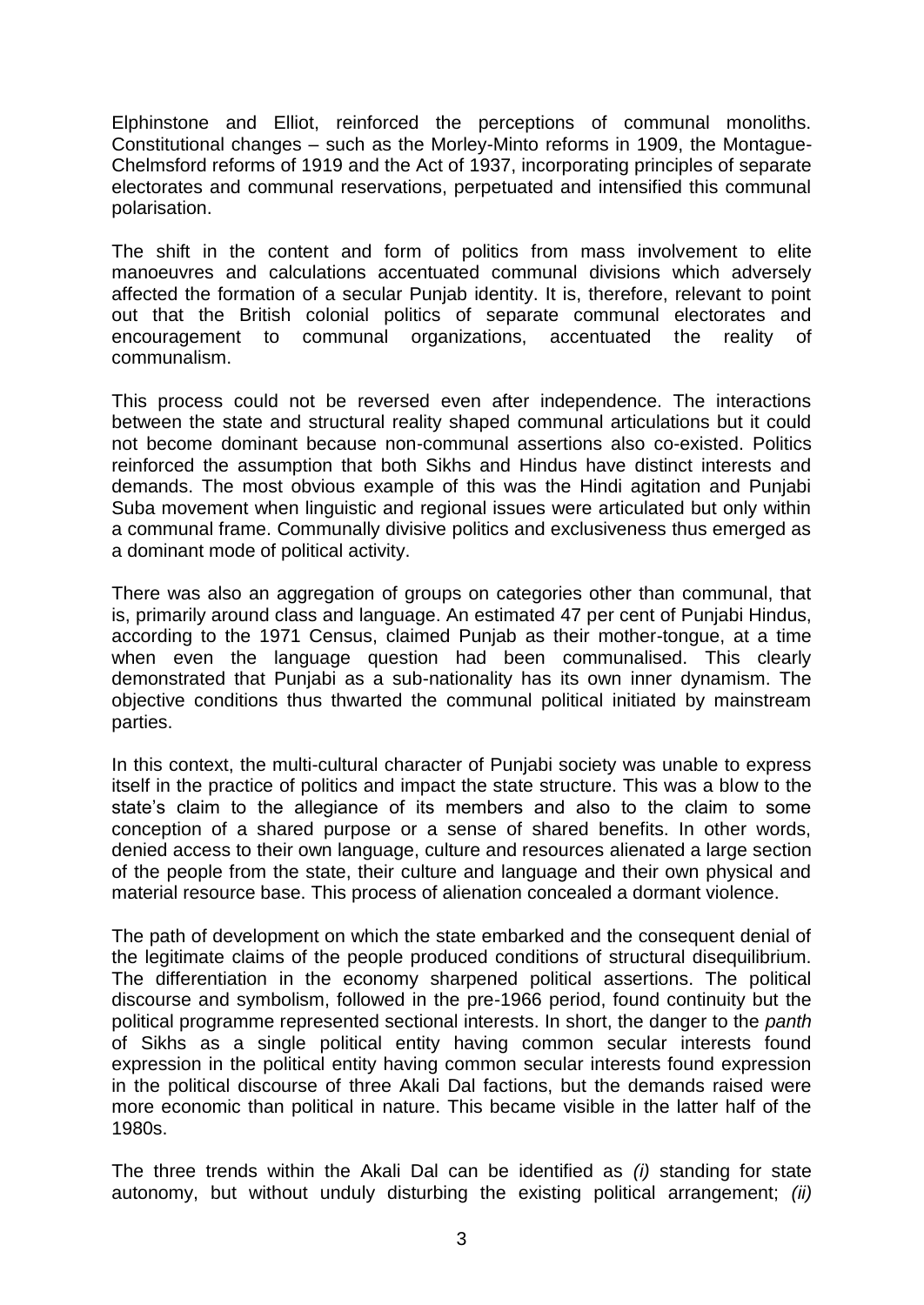Elphinstone and Elliot, reinforced the perceptions of communal monoliths. Constitutional changes – such as the Morley-Minto reforms in 1909, the Montague-Chelmsford reforms of 1919 and the Act of 1937, incorporating principles of separate electorates and communal reservations, perpetuated and intensified this communal polarisation.

The shift in the content and form of politics from mass involvement to elite manoeuvres and calculations accentuated communal divisions which adversely affected the formation of a secular Punjab identity. It is, therefore, relevant to point out that the British colonial politics of separate communal electorates and encouragement to communal organizations, accentuated the reality of communalism.

This process could not be reversed even after independence. The interactions between the state and structural reality shaped communal articulations but it could not become dominant because non-communal assertions also co-existed. Politics reinforced the assumption that both Sikhs and Hindus have distinct interests and demands. The most obvious example of this was the Hindi agitation and Punjabi Suba movement when linguistic and regional issues were articulated but only within a communal frame. Communally divisive politics and exclusiveness thus emerged as a dominant mode of political activity.

There was also an aggregation of groups on categories other than communal, that is, primarily around class and language. An estimated 47 per cent of Punjabi Hindus, according to the 1971 Census, claimed Punjab as their mother-tongue, at a time when even the language question had been communalised. This clearly demonstrated that Punjabi as a sub-nationality has its own inner dynamism. The objective conditions thus thwarted the communal political initiated by mainstream parties.

In this context, the multi-cultural character of Punjabi society was unable to express itself in the practice of politics and impact the state structure. This was a blow to the state's claim to the allegiance of its members and also to the claim to some conception of a shared purpose or a sense of shared benefits. In other words, denied access to their own language, culture and resources alienated a large section of the people from the state, their culture and language and their own physical and material resource base. This process of alienation concealed a dormant violence.

The path of development on which the state embarked and the consequent denial of the legitimate claims of the people produced conditions of structural disequilibrium. The differentiation in the economy sharpened political assertions. The political discourse and symbolism, followed in the pre-1966 period, found continuity but the political programme represented sectional interests. In short, the danger to the *panth* of Sikhs as a single political entity having common secular interests found expression in the political entity having common secular interests found expression in the political discourse of three Akali Dal factions, but the demands raised were more economic than political in nature. This became visible in the latter half of the 1980s.

The three trends within the Akali Dal can be identified as *(i)* standing for state autonomy, but without unduly disturbing the existing political arrangement; *(ii)*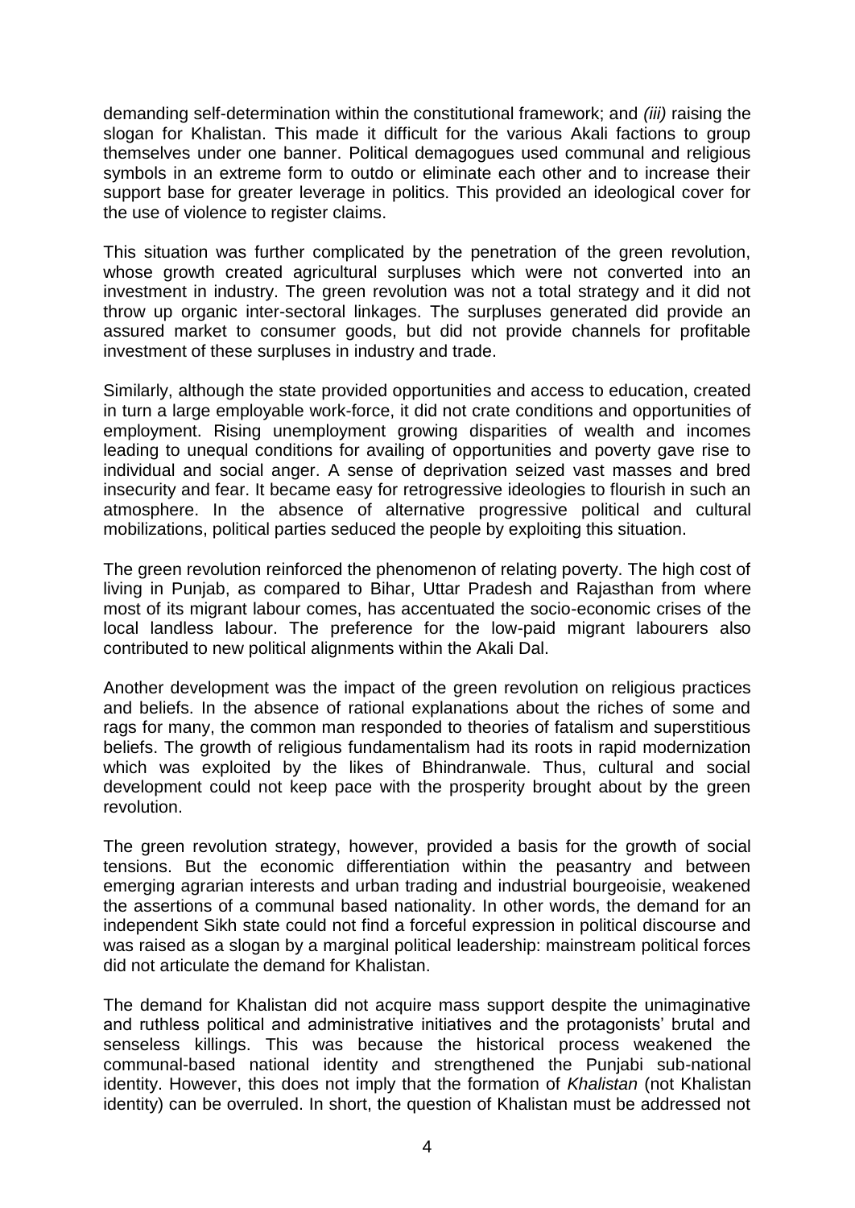demanding self-determination within the constitutional framework; and *(iii)* raising the slogan for Khalistan. This made it difficult for the various Akali factions to group themselves under one banner. Political demagogues used communal and religious symbols in an extreme form to outdo or eliminate each other and to increase their support base for greater leverage in politics. This provided an ideological cover for the use of violence to register claims.

This situation was further complicated by the penetration of the green revolution, whose growth created agricultural surpluses which were not converted into an investment in industry. The green revolution was not a total strategy and it did not throw up organic inter-sectoral linkages. The surpluses generated did provide an assured market to consumer goods, but did not provide channels for profitable investment of these surpluses in industry and trade.

Similarly, although the state provided opportunities and access to education, created in turn a large employable work-force, it did not crate conditions and opportunities of employment. Rising unemployment growing disparities of wealth and incomes leading to unequal conditions for availing of opportunities and poverty gave rise to individual and social anger. A sense of deprivation seized vast masses and bred insecurity and fear. It became easy for retrogressive ideologies to flourish in such an atmosphere. In the absence of alternative progressive political and cultural mobilizations, political parties seduced the people by exploiting this situation.

The green revolution reinforced the phenomenon of relating poverty. The high cost of living in Punjab, as compared to Bihar, Uttar Pradesh and Rajasthan from where most of its migrant labour comes, has accentuated the socio-economic crises of the local landless labour. The preference for the low-paid migrant labourers also contributed to new political alignments within the Akali Dal.

Another development was the impact of the green revolution on religious practices and beliefs. In the absence of rational explanations about the riches of some and rags for many, the common man responded to theories of fatalism and superstitious beliefs. The growth of religious fundamentalism had its roots in rapid modernization which was exploited by the likes of Bhindranwale. Thus, cultural and social development could not keep pace with the prosperity brought about by the green revolution.

The green revolution strategy, however, provided a basis for the growth of social tensions. But the economic differentiation within the peasantry and between emerging agrarian interests and urban trading and industrial bourgeoisie, weakened the assertions of a communal based nationality. In other words, the demand for an independent Sikh state could not find a forceful expression in political discourse and was raised as a slogan by a marginal political leadership: mainstream political forces did not articulate the demand for Khalistan.

The demand for Khalistan did not acquire mass support despite the unimaginative and ruthless political and administrative initiatives and the protagonists' brutal and senseless killings. This was because the historical process weakened the communal-based national identity and strengthened the Punjabi sub-national identity. However, this does not imply that the formation of *Khalistan* (not Khalistan identity) can be overruled. In short, the question of Khalistan must be addressed not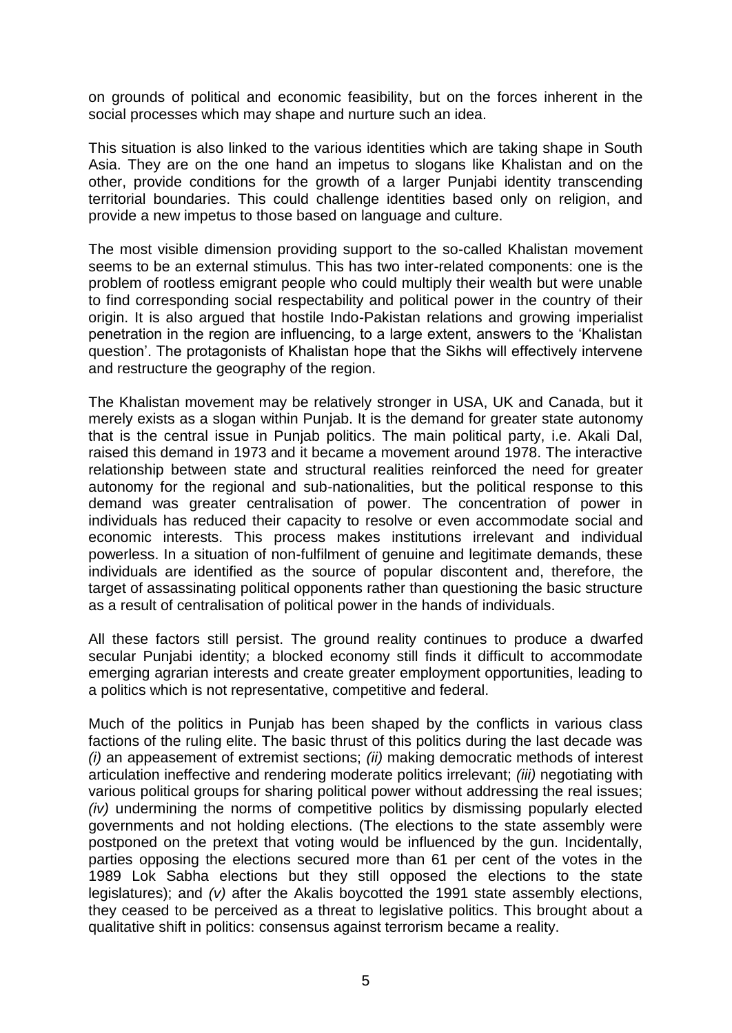on grounds of political and economic feasibility, but on the forces inherent in the social processes which may shape and nurture such an idea.

This situation is also linked to the various identities which are taking shape in South Asia. They are on the one hand an impetus to slogans like Khalistan and on the other, provide conditions for the growth of a larger Punjabi identity transcending territorial boundaries. This could challenge identities based only on religion, and provide a new impetus to those based on language and culture.

The most visible dimension providing support to the so-called Khalistan movement seems to be an external stimulus. This has two inter-related components: one is the problem of rootless emigrant people who could multiply their wealth but were unable to find corresponding social respectability and political power in the country of their origin. It is also argued that hostile Indo-Pakistan relations and growing imperialist penetration in the region are influencing, to a large extent, answers to the 'Khalistan question'. The protagonists of Khalistan hope that the Sikhs will effectively intervene and restructure the geography of the region.

The Khalistan movement may be relatively stronger in USA, UK and Canada, but it merely exists as a slogan within Punjab. It is the demand for greater state autonomy that is the central issue in Punjab politics. The main political party, i.e. Akali Dal, raised this demand in 1973 and it became a movement around 1978. The interactive relationship between state and structural realities reinforced the need for greater autonomy for the regional and sub-nationalities, but the political response to this demand was greater centralisation of power. The concentration of power in individuals has reduced their capacity to resolve or even accommodate social and economic interests. This process makes institutions irrelevant and individual powerless. In a situation of non-fulfilment of genuine and legitimate demands, these individuals are identified as the source of popular discontent and, therefore, the target of assassinating political opponents rather than questioning the basic structure as a result of centralisation of political power in the hands of individuals.

All these factors still persist. The ground reality continues to produce a dwarfed secular Punjabi identity; a blocked economy still finds it difficult to accommodate emerging agrarian interests and create greater employment opportunities, leading to a politics which is not representative, competitive and federal.

Much of the politics in Punjab has been shaped by the conflicts in various class factions of the ruling elite. The basic thrust of this politics during the last decade was *(i)* an appeasement of extremist sections; *(ii)* making democratic methods of interest articulation ineffective and rendering moderate politics irrelevant; *(iii)* negotiating with various political groups for sharing political power without addressing the real issues; *(iv)* undermining the norms of competitive politics by dismissing popularly elected governments and not holding elections. (The elections to the state assembly were postponed on the pretext that voting would be influenced by the gun. Incidentally, parties opposing the elections secured more than 61 per cent of the votes in the 1989 Lok Sabha elections but they still opposed the elections to the state legislatures); and *(v)* after the Akalis boycotted the 1991 state assembly elections, they ceased to be perceived as a threat to legislative politics. This brought about a qualitative shift in politics: consensus against terrorism became a reality.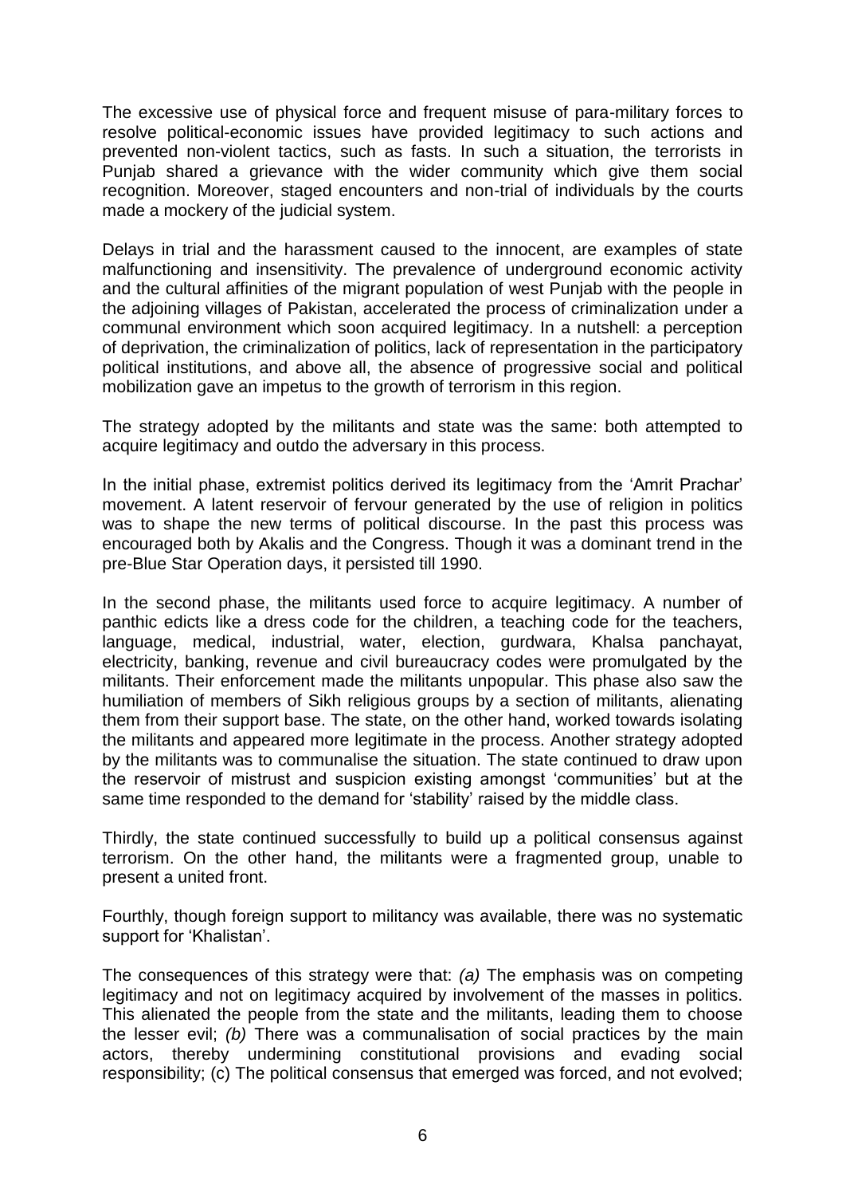The excessive use of physical force and frequent misuse of para-military forces to resolve political-economic issues have provided legitimacy to such actions and prevented non-violent tactics, such as fasts. In such a situation, the terrorists in Punjab shared a grievance with the wider community which give them social recognition. Moreover, staged encounters and non-trial of individuals by the courts made a mockery of the judicial system.

Delays in trial and the harassment caused to the innocent, are examples of state malfunctioning and insensitivity. The prevalence of underground economic activity and the cultural affinities of the migrant population of west Punjab with the people in the adjoining villages of Pakistan, accelerated the process of criminalization under a communal environment which soon acquired legitimacy. In a nutshell: a perception of deprivation, the criminalization of politics, lack of representation in the participatory political institutions, and above all, the absence of progressive social and political mobilization gave an impetus to the growth of terrorism in this region.

The strategy adopted by the militants and state was the same: both attempted to acquire legitimacy and outdo the adversary in this process.

In the initial phase, extremist politics derived its legitimacy from the 'Amrit Prachar' movement. A latent reservoir of fervour generated by the use of religion in politics was to shape the new terms of political discourse. In the past this process was encouraged both by Akalis and the Congress. Though it was a dominant trend in the pre-Blue Star Operation days, it persisted till 1990.

In the second phase, the militants used force to acquire legitimacy. A number of panthic edicts like a dress code for the children, a teaching code for the teachers, language, medical, industrial, water, election, gurdwara, Khalsa panchayat, electricity, banking, revenue and civil bureaucracy codes were promulgated by the militants. Their enforcement made the militants unpopular. This phase also saw the humiliation of members of Sikh religious groups by a section of militants, alienating them from their support base. The state, on the other hand, worked towards isolating the militants and appeared more legitimate in the process. Another strategy adopted by the militants was to communalise the situation. The state continued to draw upon the reservoir of mistrust and suspicion existing amongst 'communities' but at the same time responded to the demand for 'stability' raised by the middle class.

Thirdly, the state continued successfully to build up a political consensus against terrorism. On the other hand, the militants were a fragmented group, unable to present a united front.

Fourthly, though foreign support to militancy was available, there was no systematic support for 'Khalistan'.

The consequences of this strategy were that: *(a)* The emphasis was on competing legitimacy and not on legitimacy acquired by involvement of the masses in politics. This alienated the people from the state and the militants, leading them to choose the lesser evil; *(b)* There was a communalisation of social practices by the main actors, thereby undermining constitutional provisions and evading social responsibility; (c) The political consensus that emerged was forced, and not evolved;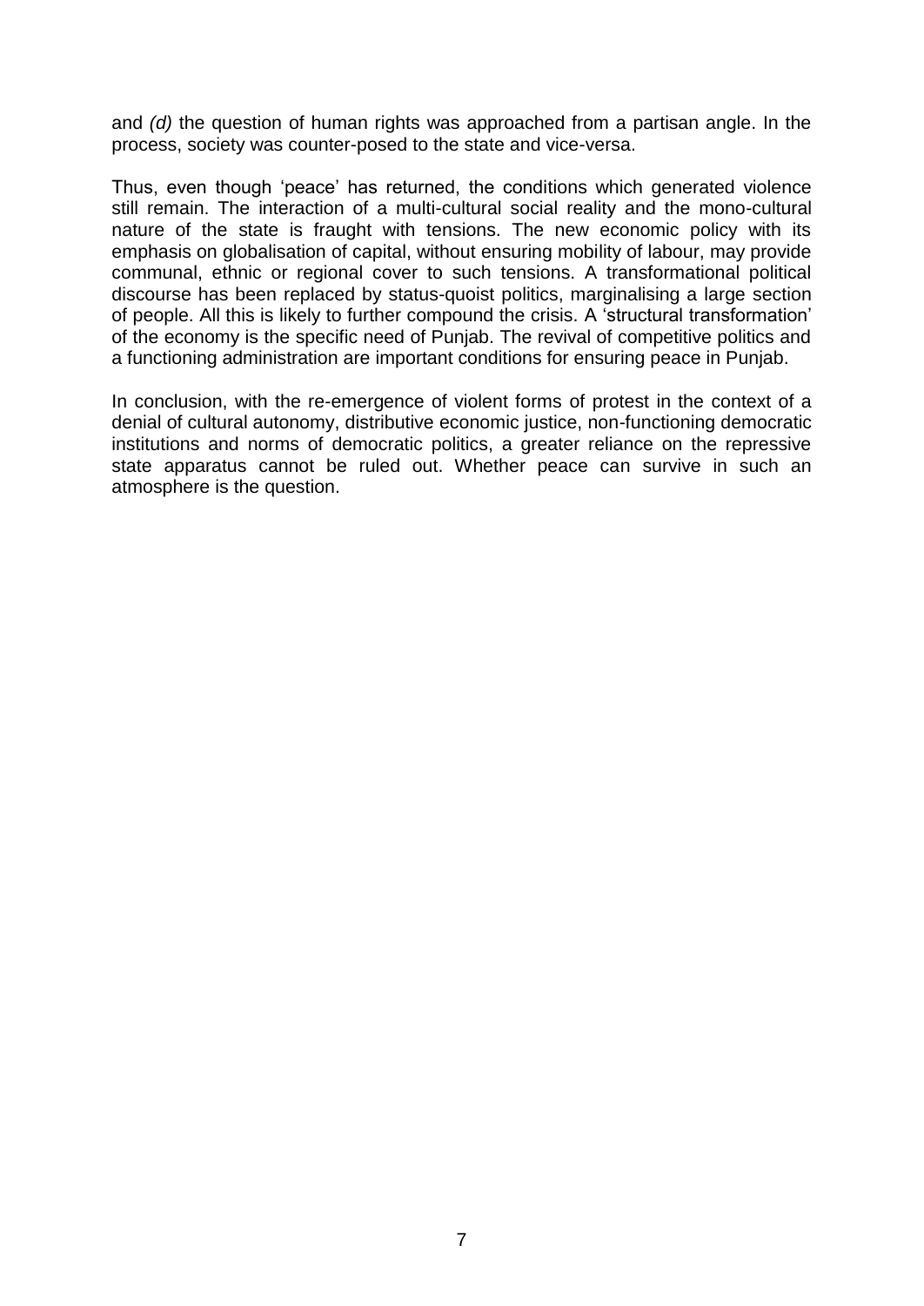and *(d)* the question of human rights was approached from a partisan angle. In the process, society was counter-posed to the state and vice-versa.

Thus, even though 'peace' has returned, the conditions which generated violence still remain. The interaction of a multi-cultural social reality and the mono-cultural nature of the state is fraught with tensions. The new economic policy with its emphasis on globalisation of capital, without ensuring mobility of labour, may provide communal, ethnic or regional cover to such tensions. A transformational political discourse has been replaced by status-quoist politics, marginalising a large section of people. All this is likely to further compound the crisis. A 'structural transformation' of the economy is the specific need of Punjab. The revival of competitive politics and a functioning administration are important conditions for ensuring peace in Punjab.

In conclusion, with the re-emergence of violent forms of protest in the context of a denial of cultural autonomy, distributive economic justice, non-functioning democratic institutions and norms of democratic politics, a greater reliance on the repressive state apparatus cannot be ruled out. Whether peace can survive in such an atmosphere is the question.